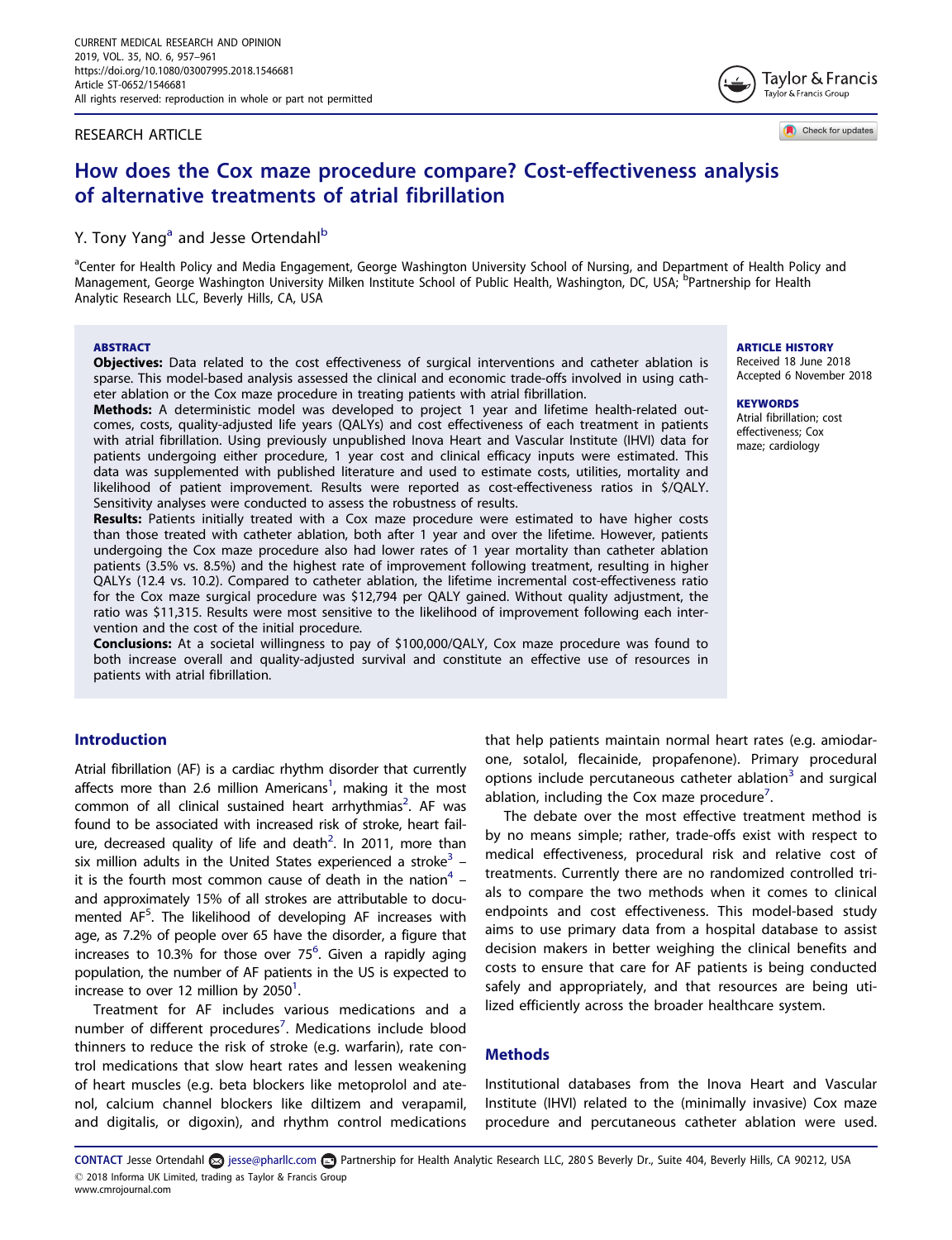RESEARCH ARTICLE

# How does the Cox maze procedure compare? Cost-effectiveness analysis of alternative treatments of atrial fibrillation

Y. Tony Yang[a] and Jesse Ortendahl[b]

[a]Center for Health Policy and Media Engagement, George Washington University School of Nursing, and Department of Health Policy and Management, George Washington University Milken Institute School of Public Health, Washington, DC, USA; [b]Partnership for Health Analytic Research LLC, Beverly Hills, CA, USA

## ABSTRACT

**Objectives:** Data related to the cost effectiveness of surgical interventions and catheter ablation is sparse. This model-based analysis assessed the clinical and economic trade-offs involved in using catheter ablation or the Cox maze procedure in treating patients with atrial fibrillation.

**Methods:** A deterministic model was developed to project 1 year and lifetime health-related outcomes, costs, quality-adjusted life years (QALYs) and cost effectiveness of each treatment in patients with atrial fibrillation. Using previously unpublished Inova Heart and Vascular Institute (IHVI) data for patients undergoing either procedure, 1 year cost and clinical efficacy inputs were estimated. This data was supplemented with published literature and used to estimate costs, utilities, mortality and likelihood of patient improvement. Results were reported as cost-effectiveness ratios in $/QALY. Sensitivity analyses were conducted to assess the robustness of results.

**Results:** Patients initially treated with a Cox maze procedure were estimated to have higher costs than those treated with catheter ablation, both after 1 year and over the lifetime. However, patients undergoing the Cox maze procedure also had lower rates of 1 year mortality than catheter ablation patients (3.5% vs. 8.5%) and the highest rate of improvement following treatment, resulting in higher QALYs (12.4 vs. 10.2). Compared to catheter ablation, the lifetime incremental cost-effectiveness ratio for the Cox maze surgical procedure was $12,794 per QALY gained. Without quality adjustment, the ratio was $11,315. Results were most sensitive to the likelihood of improvement following each intervention and the cost of the initial procedure.

**Conclusions:** At a societal willingness to pay of $100,000/QALY, Cox maze procedure was found to both increase overall and quality-adjusted survival and constitute an effective use of resources in patients with atrial fibrillation.

**ARTICLE HISTORY**
Received 18 June 2018
Accepted 6 November 2018

**KEYWORDS**
Atrial fibrillation; cost effectiveness; Cox maze; cardiology

## Introduction

Atrial fibrillation (AF) is a cardiac rhythm disorder that currently affects more than 2.6 million Americans[1], making it the most common of all clinical sustained heart arrhythmias[2]. AF was found to be associated with increased risk of stroke, heart failure, decreased quality of life and death[2]. In 2011, more than six million adults in the United States experienced a stroke[3] – it is the fourth most common cause of death in the nation[4] – and approximately 15% of all strokes are attributable to documented AF[5]. The likelihood of developing AF increases with age, as 7.2% of people over 65 have the disorder, a figure that increases to 10.3% for those over 75[6]. Given a rapidly aging population, the number of AF patients in the US is expected to increase to over 12 million by 2050[1].

Treatment for AF includes various medications and a number of different procedures[7]. Medications include blood thinners to reduce the risk of stroke (e.g. warfarin), rate control medications that slow heart rates and lessen weakening of heart muscles (e.g. beta blockers like metoprolol and atenol, calcium channel blockers like diltizem and verapamil, and digitalis, or digoxin), and rhythm control medications that help patients maintain normal heart rates (e.g. amiodarone, sotalol, flecainide, propafenone). Primary procedural options include percutaneous catheter ablation[3] and surgical ablation, including the Cox maze procedure[7].

The debate over the most effective treatment method is by no means simple; rather, trade-offs exist with respect to medical effectiveness, procedural risk and relative cost of treatments. Currently there are no randomized controlled trials to compare the two methods when it comes to clinical endpoints and cost effectiveness. This model-based study aims to use primary data from a hospital database to assist decision makers in better weighing the clinical benefits and costs to ensure that care for AF patients is being conducted safely and appropriately, and that resources are being utilized efficiently across the broader healthcare system.

## Methods

Institutional databases from the Inova Heart and Vascular Institute (IHVI) related to the (minimally invasive) Cox maze procedure and percutaneous catheter ablation were used.

CONTACT Jesse Ortendahl jesse@pharllc.com Partnership for Health Analytic Research LLC, 280 S Beverly Dr., Suite 404, Beverly Hills, CA 90212, USA
© 2018 Informa UK Limited, trading as Taylor & Francis Group
www.cmrojournal.com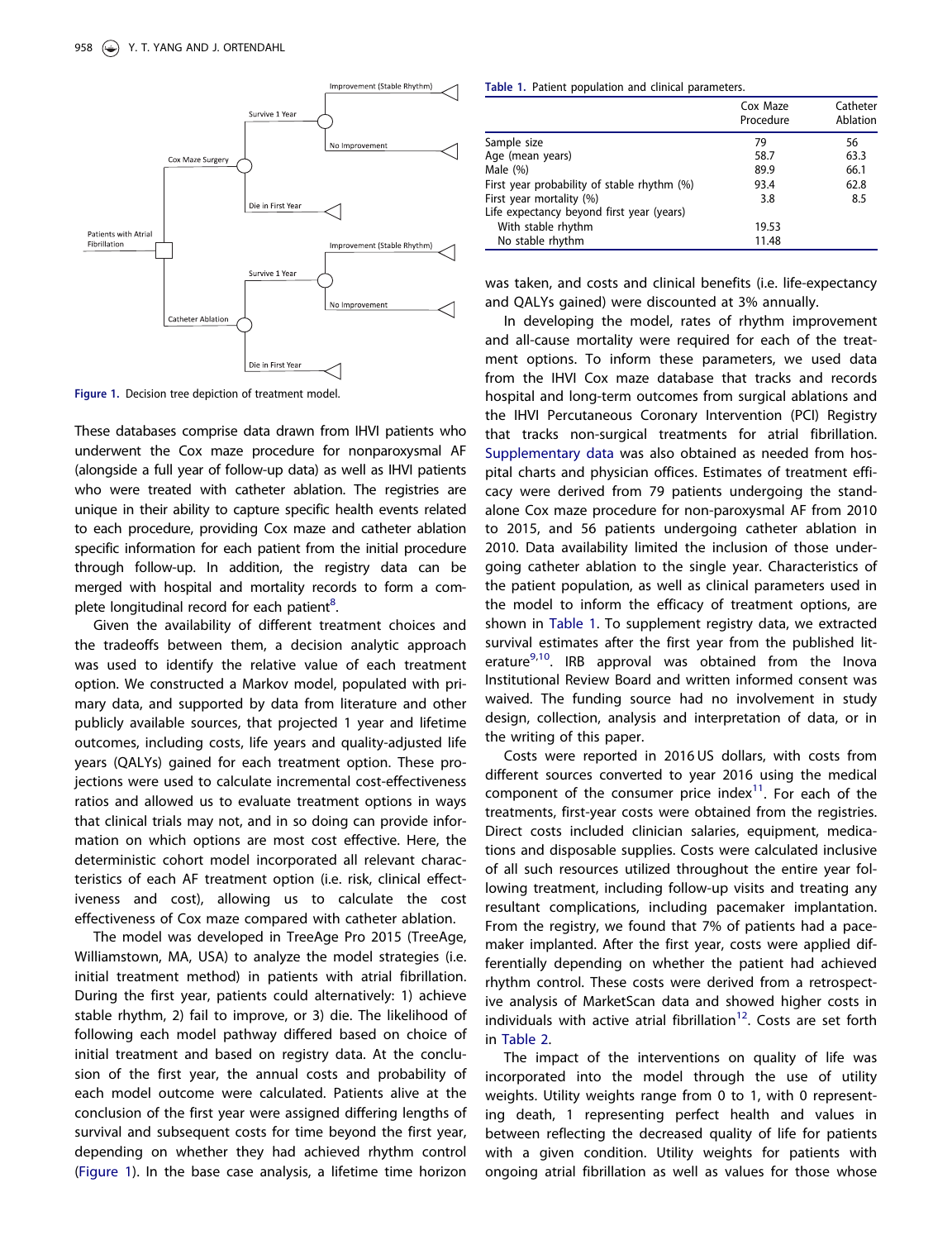Figure 1. Decision tree depiction of treatment model.

These databases comprise data drawn from IHVI patients who underwent the Cox maze procedure for nonparoxysmal AF (alongside a full year of follow-up data) as well as IHVI patients who were treated with catheter ablation. The registries are unique in their ability to capture specific health events related to each procedure, providing Cox maze and catheter ablation specific information for each patient from the initial procedure through follow-up. In addition, the registry data can be merged with hospital and mortality records to form a complete longitudinal record for each patient[8].

Given the availability of different treatment choices and the tradeoffs between them, a decision analytic approach was used to identify the relative value of each treatment option. We constructed a Markov model, populated with primary data, and supported by data from literature and other publicly available sources, that projected 1 year and lifetime outcomes, including costs, life years and quality-adjusted life years (QALYs) gained for each treatment option. These projections were used to calculate incremental cost-effectiveness ratios and allowed us to evaluate treatment options in ways that clinical trials may not, and in so doing can provide information on which options are most cost effective. Here, the deterministic cohort model incorporated all relevant characteristics of each AF treatment option (i.e. risk, clinical effectiveness and cost), allowing us to calculate the cost effectiveness of Cox maze compared with catheter ablation.

The model was developed in TreeAge Pro 2015 (TreeAge, Williamstown, MA, USA) to analyze the model strategies (i.e. initial treatment method) in patients with atrial fibrillation. During the first year, patients could alternatively: 1) achieve stable rhythm, 2) fail to improve, or 3) die. The likelihood of following each model pathway differed based on choice of initial treatment and based on registry data. At the conclusion of the first year, the annual costs and probability of each model outcome were calculated. Patients alive at the conclusion of the first year were assigned differing lengths of survival and subsequent costs for time beyond the first year, depending on whether they had achieved rhythm control (Figure 1). In the base case analysis, a lifetime time horizon was taken, and costs and clinical benefits (i.e. life-expectancy and QALYs gained) were discounted at 3% annually.

Table 1. Patient population and clinical parameters.

| | Cox Maze Procedure | Catheter Ablation |
|---|---|---|
| Sample size | 79 | 56 |
| Age (mean years) | 58.7 | 63.3 |
| Male (%) | 89.9 | 66.1 |
| First year probability of stable rhythm (%) | 93.4 | 62.8 |
| First year mortality (%) | 3.8 | 8.5 |
| Life expectancy beyond first year (years) | | |
| With stable rhythm | 19.53 | |
| No stable rhythm | 11.48 | |

In developing the model, rates of rhythm improvement and all-cause mortality were required for each of the treatment options. To inform these parameters, we used data from the IHVI Cox maze database that tracks and records hospital and long-term outcomes from surgical ablations and the IHVI Percutaneous Coronary Intervention (PCI) Registry that tracks non-surgical treatments for atrial fibrillation. Supplementary data was also obtained as needed from hospital charts and physician offices. Estimates of treatment efficacy were derived from 79 patients undergoing the standalone Cox maze procedure for non-paroxysmal AF from 2010 to 2015, and 56 patients undergoing catheter ablation in 2010. Data availability limited the inclusion of those undergoing catheter ablation to the single year. Characteristics of the patient population, as well as clinical parameters used in the model to inform the efficacy of treatment options, are shown in Table 1. To supplement registry data, we extracted survival estimates after the first year from the published literature[9,10]. IRB approval was obtained from the Inova Institutional Review Board and written informed consent was waived. The funding source had no involvement in study design, collection, analysis and interpretation of data, or in the writing of this paper.

Costs were reported in 2016 US dollars, with costs from different sources converted to year 2016 using the medical component of the consumer price index[11]. For each of the treatments, first-year costs were obtained from the registries. Direct costs included clinician salaries, equipment, medications and disposable supplies. Costs were calculated inclusive of all such resources utilized throughout the entire year following treatment, including follow-up visits and treating any resultant complications, including pacemaker implantation. From the registry, we found that 7% of patients had a pacemaker implanted. After the first year, costs were applied differentially depending on whether the patient had achieved rhythm control. These costs were derived from a retrospective analysis of MarketScan data and showed higher costs in individuals with active atrial fibrillation[12]. Costs are set forth in Table 2.

The impact of the interventions on quality of life was incorporated into the model through the use of utility weights. Utility weights range from 0 to 1, with 0 representing death, 1 representing perfect health and values in between reflecting the decreased quality of life for patients with a given condition. Utility weights for patients with ongoing atrial fibrillation as well as values for those whose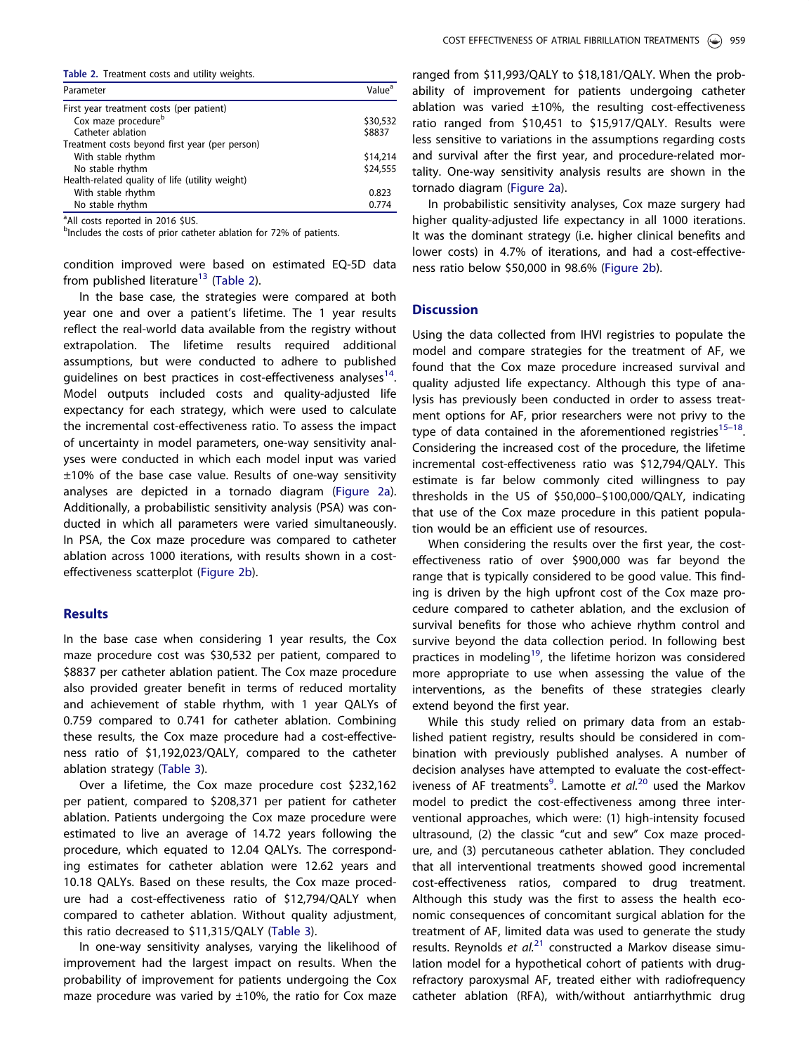**Table 2.** Treatment costs and utility weights.

| Parameter | Value[a] |
|---|---|
| First year treatment costs (per patient) | |
| Cox maze procedure[b] | $30,532 |
| Catheter ablation | $8837 |
| Treatment costs beyond first year (per person) | |
| With stable rhythm | $14,214 |
| No stable rhythm | $24,555 |
| Health-related quality of life (utility weight) | |
| With stable rhythm | 0.823 |
| No stable rhythm | 0.774 |

[a]All costs reported in 2016 $US.
[b]Includes the costs of prior catheter ablation for 72% of patients.

condition improved were based on estimated EQ-5D data from published literature[13] (Table 2).

In the base case, the strategies were compared at both year one and over a patient's lifetime. The 1 year results reflect the real-world data available from the registry without extrapolation. The lifetime results required additional assumptions, but were conducted to adhere to published guidelines on best practices in cost-effectiveness analyses[14]. Model outputs included costs and quality-adjusted life expectancy for each strategy, which were used to calculate the incremental cost-effectiveness ratio. To assess the impact of uncertainty in model parameters, one-way sensitivity analyses were conducted in which each model input was varied ±10% of the base case value. Results of one-way sensitivity analyses are depicted in a tornado diagram (Figure 2a). Additionally, a probabilistic sensitivity analysis (PSA) was conducted in which all parameters were varied simultaneously. In PSA, the Cox maze procedure was compared to catheter ablation across 1000 iterations, with results shown in a cost-effectiveness scatterplot (Figure 2b).

## Results

In the base case when considering 1 year results, the Cox maze procedure cost was $30,532 per patient, compared to $8837 per catheter ablation patient. The Cox maze procedure also provided greater benefit in terms of reduced mortality and achievement of stable rhythm, with 1 year QALYs of 0.759 compared to 0.741 for catheter ablation. Combining these results, the Cox maze procedure had a cost-effectiveness ratio of $1,192,023/QALY, compared to the catheter ablation strategy (Table 3).

Over a lifetime, the Cox maze procedure cost $232,162 per patient, compared to $208,371 per patient for catheter ablation. Patients undergoing the Cox maze procedure were estimated to live an average of 14.72 years following the procedure, which equated to 12.04 QALYs. The corresponding estimates for catheter ablation were 12.62 years and 10.18 QALYs. Based on these results, the Cox maze procedure had a cost-effectiveness ratio of $12,794/QALY when compared to catheter ablation. Without quality adjustment, this ratio decreased to $11,315/QALY (Table 3).

In one-way sensitivity analyses, varying the likelihood of improvement had the largest impact on results. When the probability of improvement for patients undergoing the Cox maze procedure was varied by ±10%, the ratio for Cox maze ranged from $11,993/QALY to $18,181/QALY. When the probability of improvement for patients undergoing catheter ablation was varied ±10%, the resulting cost-effectiveness ratio ranged from $10,451 to $15,917/QALY. Results were less sensitive to variations in the assumptions regarding costs and survival after the first year, and procedure-related mortality. One-way sensitivity analysis results are shown in the tornado diagram (Figure 2a).

In probabilistic sensitivity analyses, Cox maze surgery had higher quality-adjusted life expectancy in all 1000 iterations. It was the dominant strategy (i.e. higher clinical benefits and lower costs) in 4.7% of iterations, and had a cost-effectiveness ratio below $50,000 in 98.6% (Figure 2b).

## Discussion

Using the data collected from IHVI registries to populate the model and compare strategies for the treatment of AF, we found that the Cox maze procedure increased survival and quality adjusted life expectancy. Although this type of analysis has previously been conducted in order to assess treatment options for AF, prior researchers were not privy to the type of data contained in the aforementioned registries[15–18]. Considering the increased cost of the procedure, the lifetime incremental cost-effectiveness ratio was $12,794/QALY. This estimate is far below commonly cited willingness to pay thresholds in the US of $50,000–$100,000/QALY, indicating that use of the Cox maze procedure in this patient population would be an efficient use of resources.

When considering the results over the first year, the cost-effectiveness ratio of over $900,000 was far beyond the range that is typically considered to be good value. This finding is driven by the high upfront cost of the Cox maze procedure compared to catheter ablation, and the exclusion of survival benefits for those who achieve rhythm control and survive beyond the data collection period. In following best practices in modeling[19], the lifetime horizon was considered more appropriate to use when assessing the value of the interventions, as the benefits of these strategies clearly extend beyond the first year.

While this study relied on primary data from an established patient registry, results should be considered in combination with previously published analyses. A number of decision analyses have attempted to evaluate the cost-effectiveness of AF treatments[9]. Lamotte *et al.*[20] used the Markov model to predict the cost-effectiveness among three interventional approaches, which were: (1) high-intensity focused ultrasound, (2) the classic "cut and sew" Cox maze procedure, and (3) percutaneous catheter ablation. They concluded that all interventional treatments showed good incremental cost-effectiveness ratios, compared to drug treatment. Although this study was the first to assess the health economic consequences of concomitant surgical ablation for the treatment of AF, limited data was used to generate the study results. Reynolds *et al.*[21] constructed a Markov disease simulation model for a hypothetical cohort of patients with drug-refractory paroxysmal AF, treated either with radiofrequency catheter ablation (RFA), with/without antiarrhythmic drug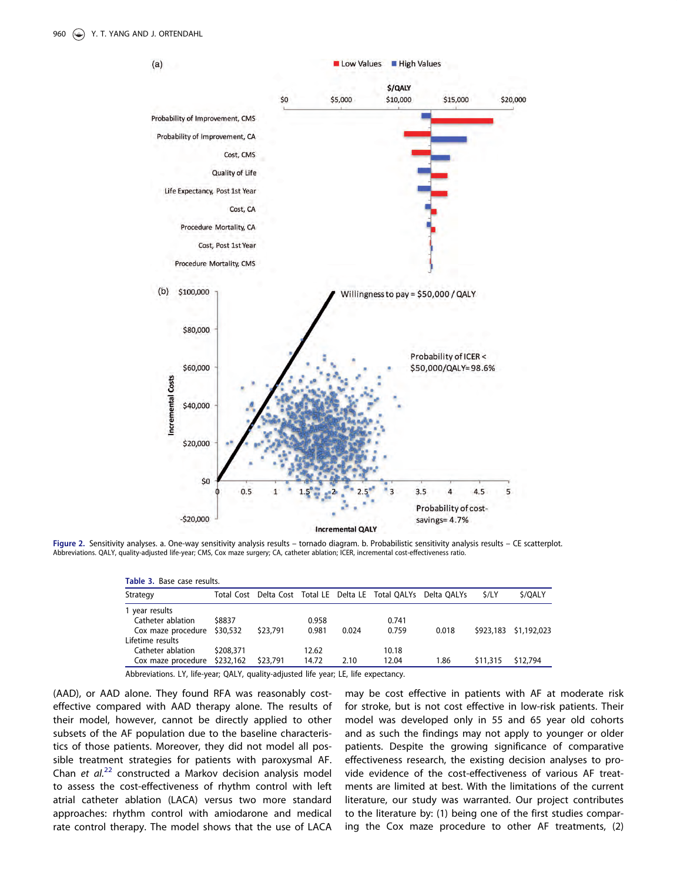Figure 2. Sensitivity analyses. a. One-way sensitivity analysis results – tornado diagram. b. Probabilistic sensitivity analysis results – CE scatterplot. Abbreviations. QALY, quality-adjusted life-year; CMS, Cox maze surgery; CA, catheter ablation; ICER, incremental cost-effectiveness ratio.

Table 3. Base case results.

| Strategy | Total Cost | Delta Cost | Total LE | Delta LE | Total QALYs | Delta QALYs | $/LY | $/QALY |
|---|---|---|---|---|---|---|---|---|
| 1 year results | | | | | | | | |
| Catheter ablation | $8837 | | 0.958 | | 0.741 | | | |
| Cox maze procedure | $30,532 | $23,791 | 0.981 | 0.024 | 0.759 | 0.018 | $923,183 | $1,192,023 |
| Lifetime results | | | | | | | | |
| Catheter ablation | $208,371 | | 12.62 | | 10.18 | | | |
| Cox maze procedure | $232,162 | $23,791 | 14.72 | 2.10 | 12.04 | 1.86 | $11,315 | $12,794 |

Abbreviations. LY, life-year; QALY, quality-adjusted life year; LE, life expectancy.

(AAD), or AAD alone. They found RFA was reasonably cost-effective compared with AAD therapy alone. The results of their model, however, cannot be directly applied to other subsets of the AF population due to the baseline characteristics of those patients. Moreover, they did not model all possible treatment strategies for patients with paroxysmal AF. Chan *et al.*[22] constructed a Markov decision analysis model to assess the cost-effectiveness of rhythm control with left atrial catheter ablation (LACA) versus two more standard approaches: rhythm control with amiodarone and medical rate control therapy. The model shows that the use of LACA may be cost effective in patients with AF at moderate risk for stroke, but is not cost effective in low-risk patients. Their model was developed only in 55 and 65 year old cohorts and as such the findings may not apply to younger or older patients. Despite the growing significance of comparative effectiveness research, the existing decision analyses to provide evidence of the cost-effectiveness of various AF treatments are limited at best. With the limitations of the current literature, our study was warranted. Our project contributes to the literature by: (1) being one of the first studies comparing the Cox maze procedure to other AF treatments, (2)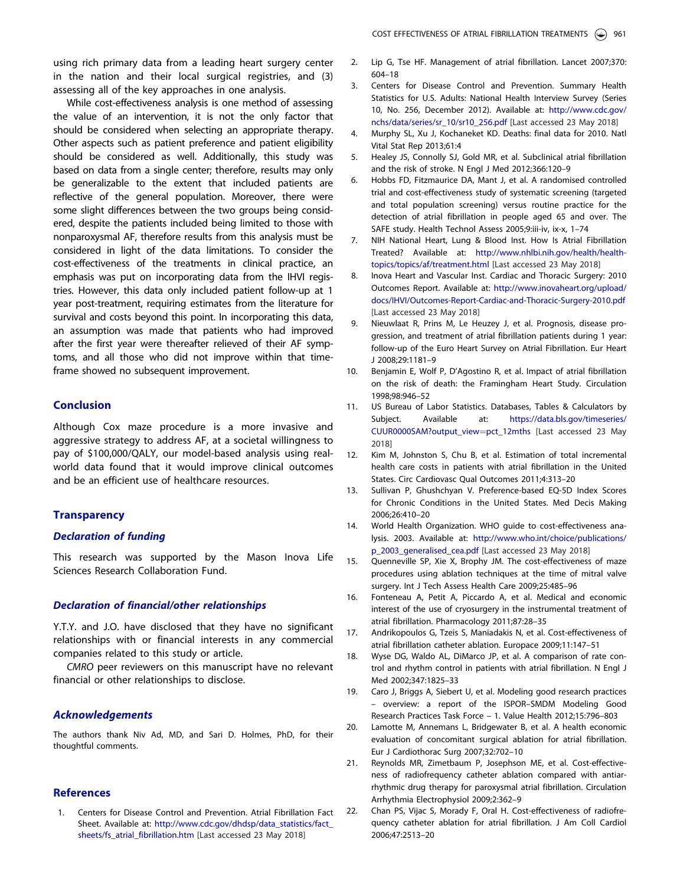using rich primary data from a leading heart surgery center in the nation and their local surgical registries, and (3) assessing all of the key approaches in one analysis.

While cost-effectiveness analysis is one method of assessing the value of an intervention, it is not the only factor that should be considered when selecting an appropriate therapy. Other aspects such as patient preference and patient eligibility should be considered as well. Additionally, this study was based on data from a single center; therefore, results may only be generalizable to the extent that included patients are reflective of the general population. Moreover, there were some slight differences between the two groups being considered, despite the patients included being limited to those with nonparoxysmal AF, therefore results from this analysis must be considered in light of the data limitations. To consider the cost-effectiveness of the treatments in clinical practice, an emphasis was put on incorporating data from the IHVI registries. However, this data only included patient follow-up at 1 year post-treatment, requiring estimates from the literature for survival and costs beyond this point. In incorporating this data, an assumption was made that patients who had improved after the first year were thereafter relieved of their AF symptoms, and all those who did not improve within that timeframe showed no subsequent improvement.

## Conclusion

Although Cox maze procedure is a more invasive and aggressive strategy to address AF, at a societal willingness to pay of $100,000/QALY, our model-based analysis using real-world data found that it would improve clinical outcomes and be an efficient use of healthcare resources.

## Transparency

### *Declaration of funding*

This research was supported by the Mason Inova Life Sciences Research Collaboration Fund.

### *Declaration of financial/other relationships*

Y.T.Y. and J.O. have disclosed that they have no significant relationships with or financial interests in any commercial companies related to this study or article.

*CMRO* peer reviewers on this manuscript have no relevant financial or other relationships to disclose.

### *Acknowledgements*

The authors thank Niv Ad, MD, and Sari D. Holmes, PhD, for their thoughtful comments.

## References

1. Centers for Disease Control and Prevention. Atrial Fibrillation Fact Sheet. Available at: http://www.cdc.gov/dhdsp/data_statistics/fact_sheets/fs_atrial_fibrillation.htm [Last accessed 23 May 2018]
2. Lip G, Tse HF. Management of atrial fibrillation. Lancet 2007;370: 604–18
3. Centers for Disease Control and Prevention. Summary Health Statistics for U.S. Adults: National Health Interview Survey (Series 10, No. 256, December 2012). Available at: http://www.cdc.gov/nchs/data/series/sr_10/sr10_256.pdf [Last accessed 23 May 2018]
4. Murphy SL, Xu J, Kochaneket KD. Deaths: final data for 2010. Natl Vital Stat Rep 2013;61:4
5. Healey JS, Connolly SJ, Gold MR, et al. Subclinical atrial fibrillation and the risk of stroke. N Engl J Med 2012;366:120–9
6. Hobbs FD, Fitzmaurice DA, Mant J, et al. A randomised controlled trial and cost-effectiveness study of systematic screening (targeted and total population screening) versus routine practice for the detection of atrial fibrillation in people aged 65 and over. The SAFE study. Health Technol Assess 2005;9:iii-iv, ix-x, 1–74
7. NIH National Heart, Lung & Blood Inst. How Is Atrial Fibrillation Treated? Available at: http://www.nhlbi.nih.gov/health/health-topics/topics/af/treatment.html [Last accessed 23 May 2018]
8. Inova Heart and Vascular Inst. Cardiac and Thoracic Surgery: 2010 Outcomes Report. Available at: http://www.inovaheart.org/upload/docs/IHVI/Outcomes-Report-Cardiac-and-Thoracic-Surgery-2010.pdf [Last accessed 23 May 2018]
9. Nieuwlaat R, Prins M, Le Heuzey J, et al. Prognosis, disease progression, and treatment of atrial fibrillation patients during 1 year: follow-up of the Euro Heart Survey on Atrial Fibrillation. Eur Heart J 2008;29:1181–9
10. Benjamin E, Wolf P, D'Agostino R, et al. Impact of atrial fibrillation on the risk of death: the Framingham Heart Study. Circulation 1998;98:946–52
11. US Bureau of Labor Statistics. Databases, Tables & Calculators by Subject. Available at: https://data.bls.gov/timeseries/CUUR0000SAM?output_view=pct_12mths [Last accessed 23 May 2018]
12. Kim M, Johnston S, Chu B, et al. Estimation of total incremental health care costs in patients with atrial fibrillation in the United States. Circ Cardiovasc Qual Outcomes 2011;4:313–20
13. Sullivan P, Ghushchyan V. Preference-based EQ-5D Index Scores for Chronic Conditions in the United States. Med Decis Making 2006;26:410–20
14. World Health Organization. WHO guide to cost-effectiveness analysis. 2003. Available at: http://www.who.int/choice/publications/p_2003_generalised_cea.pdf [Last accessed 23 May 2018]
15. Quenneville SP, Xie X, Brophy JM. The cost-effectiveness of maze procedures using ablation techniques at the time of mitral valve surgery. Int J Tech Assess Health Care 2009;25:485–96
16. Fonteneau A, Petit A, Piccardo A, et al. Medical and economic interest of the use of cryosurgery in the instrumental treatment of atrial fibrillation. Pharmacology 2011;87:28–35
17. Andrikopoulos G, Tzeis S, Maniadakis N, et al. Cost-effectiveness of atrial fibrillation catheter ablation. Europace 2009;11:147–51
18. Wyse DG, Waldo AL, DiMarco JP, et al. A comparison of rate control and rhythm control in patients with atrial fibrillation. N Engl J Med 2002;347:1825–33
19. Caro J, Briggs A, Siebert U, et al. Modeling good research practices – overview: a report of the ISPOR–SMDM Modeling Good Research Practices Task Force – 1. Value Health 2012;15:796–803
20. Lamotte M, Annemans L, Bridgewater B, et al. A health economic evaluation of concomitant surgical ablation for atrial fibrillation. Eur J Cardiothorac Surg 2007;32:702–10
21. Reynolds MR, Zimetbaum P, Josephson ME, et al. Cost-effectiveness of radiofrequency catheter ablation compared with antiarrhythmic drug therapy for paroxysmal atrial fibrillation. Circulation Arrhythmia Electrophysiol 2009;2:362–9
22. Chan PS, Vijac S, Morady F, Oral H. Cost-effectiveness of radiofrequency catheter ablation for atrial fibrillation. J Am Coll Cardiol 2006;47:2513–20